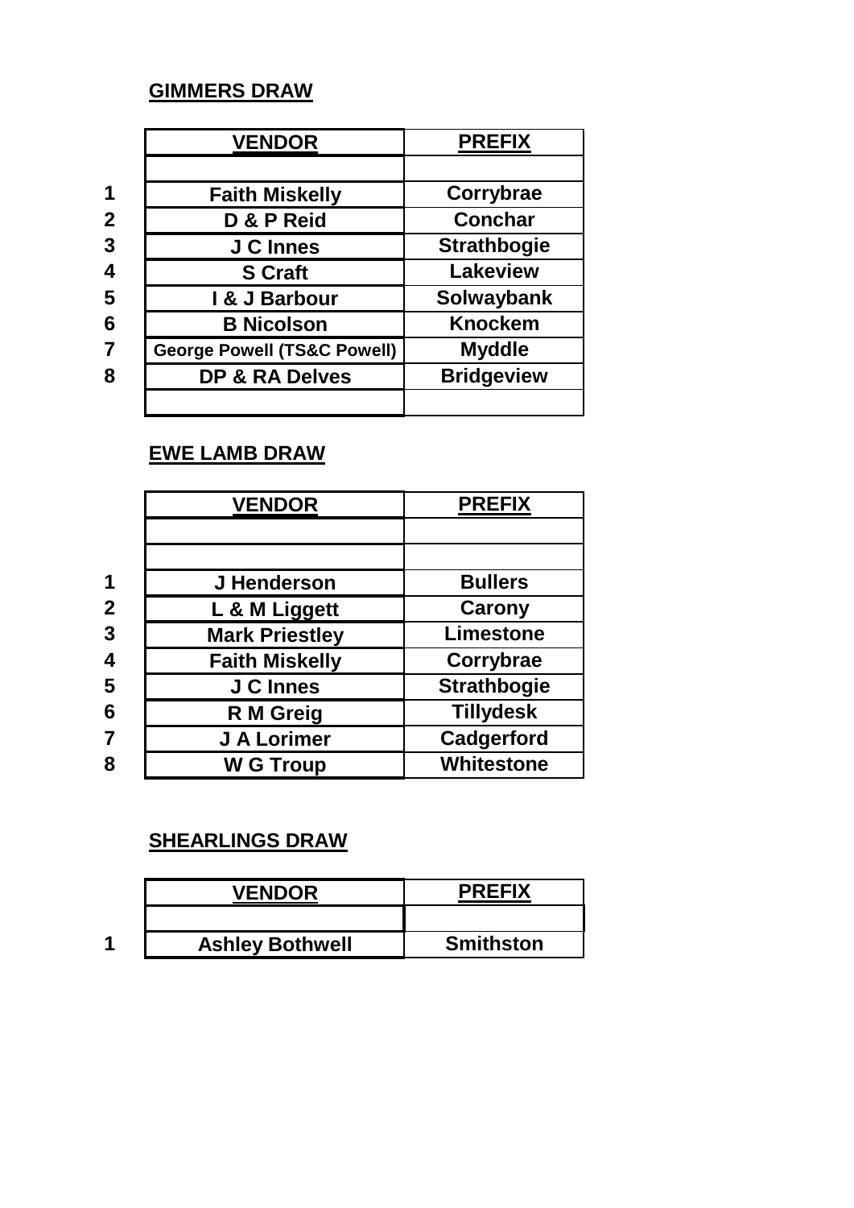**GIMMERS DRAW**

| | VENDOR | PREFIX |
|---|---|---|
| | | |
| 1 | Faith Miskelly | Corrybrae |
| 2 | D & P Reid | Conchar |
| 3 | J C Innes | Strathbogie |
| 4 | S Craft | Lakeview |
| 5 | I & J Barbour | Solwaybank |
| 6 | B Nicolson | Knockem |
| 7 | George Powell (TS&C Powell) | Myddle |
| 8 | DP & RA Delves | Bridgeview |
| | | |

**EWE LAMB DRAW**

| | VENDOR | PREFIX |
|---|---|---|
| | | |
| | | |
| 1 | J Henderson | Bullers |
| 2 | L & M Liggett | Carony |
| 3 | Mark Priestley | Limestone |
| 4 | Faith Miskelly | Corrybrae |
| 5 | J C Innes | Strathbogie |
| 6 | R M Greig | Tillydesk |
| 7 | J A Lorimer | Cadgerford |
| 8 | W G Troup | Whitestone |

**SHEARLINGS DRAW**

| | VENDOR | PREFIX |
|---|---|---|
| | | |
| 1 | Ashley Bothwell | Smithston |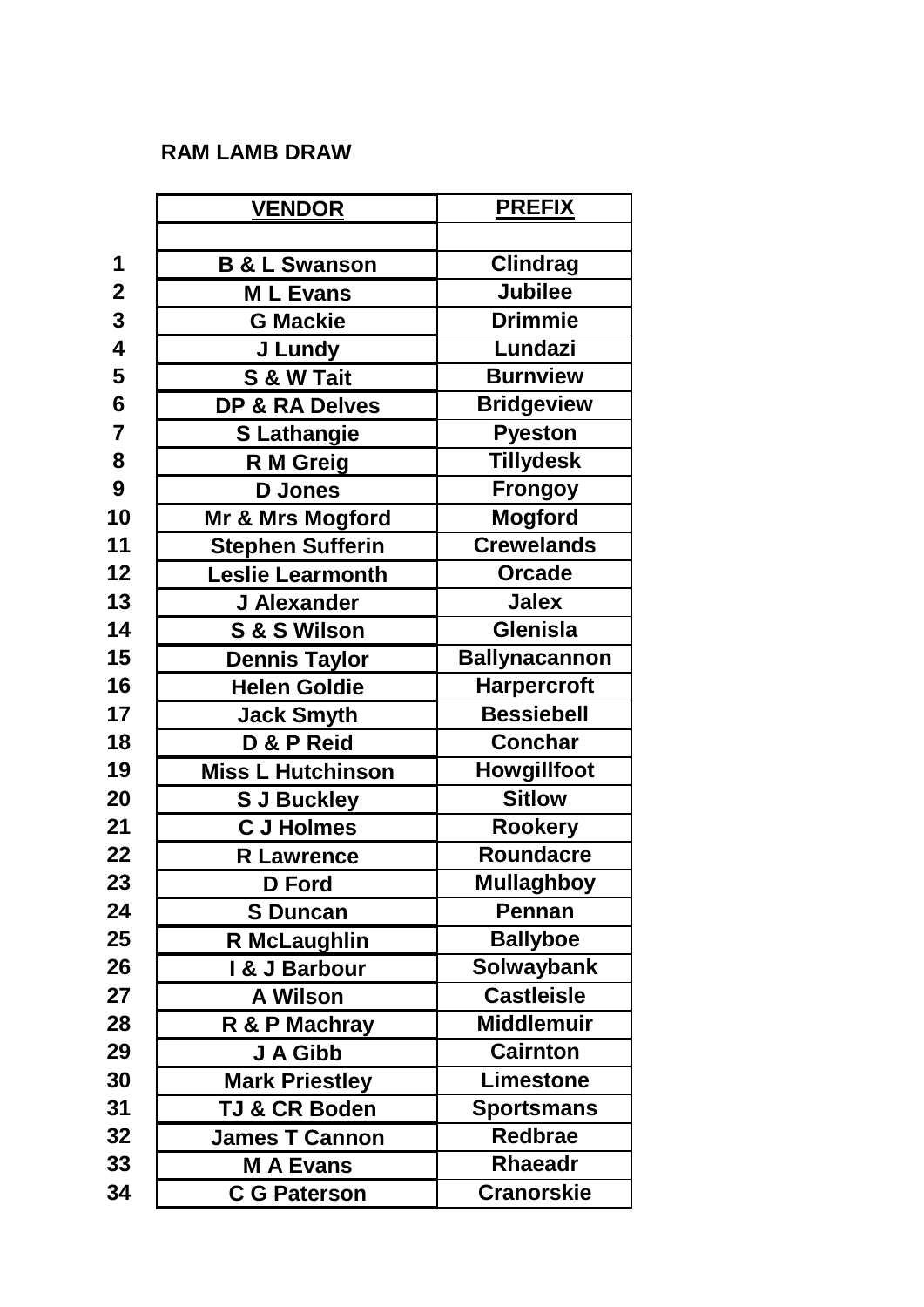**RAM LAMB DRAW**

| | VENDOR | PREFIX |
|---|---|---|
| 1 | B & L Swanson | Clindrag |
| 2 | M L Evans | Jubilee |
| 3 | G Mackie | Drimmie |
| 4 | J Lundy | Lundazi |
| 5 | S & W Tait | Burnview |
| 6 | DP & RA Delves | Bridgeview |
| 7 | S Lathangie | Pyeston |
| 8 | R M Greig | Tillydesk |
| 9 | D Jones | Frongoy |
| 10 | Mr & Mrs Mogford | Mogford |
| 11 | Stephen Sufferin | Crewelands |
| 12 | Leslie Learmonth | Orcade |
| 13 | J Alexander | Jalex |
| 14 | S & S Wilson | Glenisla |
| 15 | Dennis Taylor | Ballynacannon |
| 16 | Helen Goldie | Harpercroft |
| 17 | Jack Smyth | Bessiebell |
| 18 | D & P Reid | Conchar |
| 19 | Miss L Hutchinson | Howgillfoot |
| 20 | S J Buckley | Sitlow |
| 21 | C J Holmes | Rookery |
| 22 | R Lawrence | Roundacre |
| 23 | D Ford | Mullaghboy |
| 24 | S Duncan | Pennan |
| 25 | R McLaughlin | Ballyboe |
| 26 | I & J Barbour | Solwaybank |
| 27 | A Wilson | Castleisle |
| 28 | R & P Machray | Middlemuir |
| 29 | J A Gibb | Cairnton |
| 30 | Mark Priestley | Limestone |
| 31 | TJ & CR Boden | Sportsmans |
| 32 | James T Cannon | Redbrae |
| 33 | M A Evans | Rhaeadr |
| 34 | C G Paterson | Cranorskie |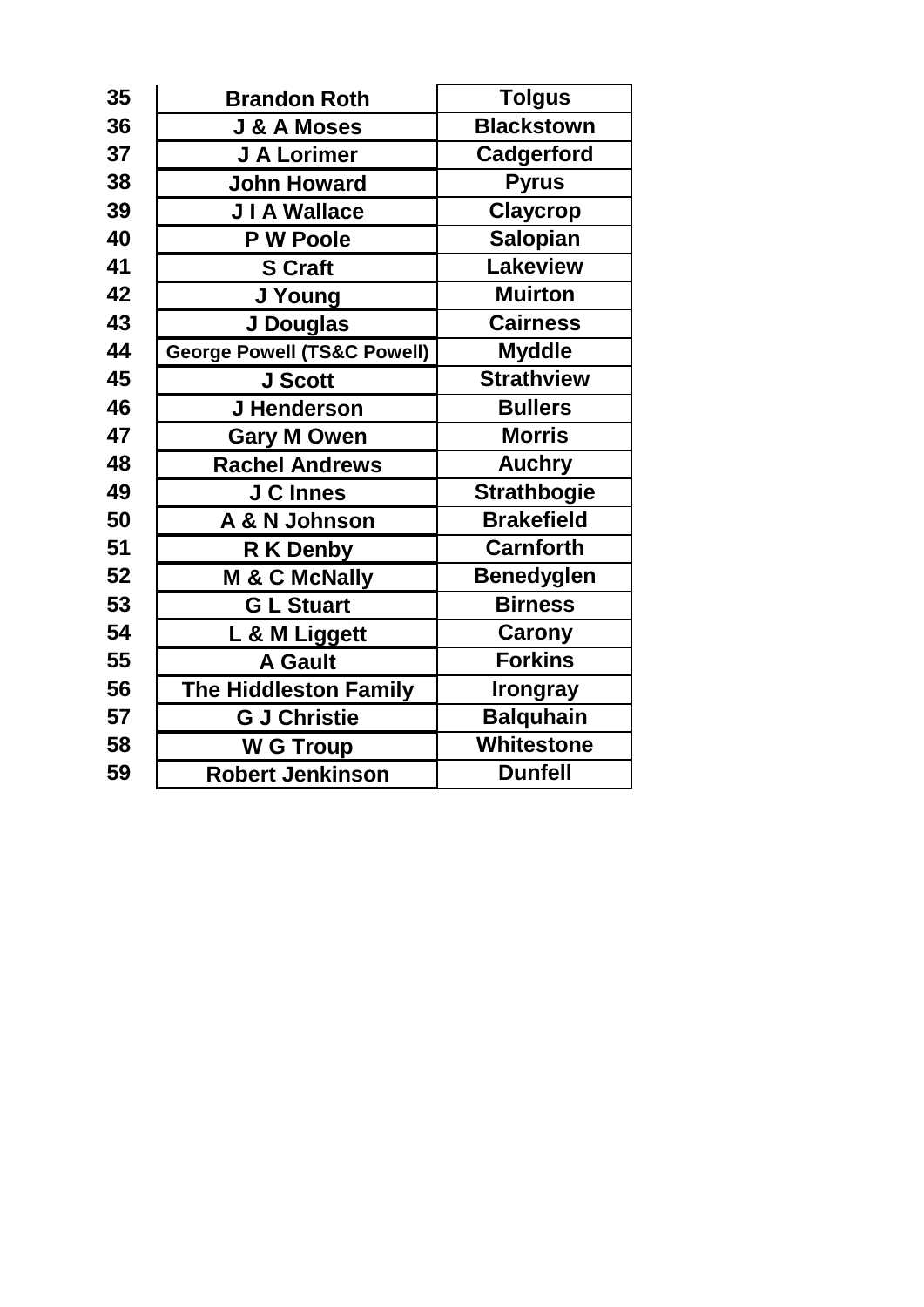| | | |
|---|---|---|
| 35 | Brandon Roth | Tolgus |
| 36 | J & A Moses | Blackstown |
| 37 | J A Lorimer | Cadgerford |
| 38 | John Howard | Pyrus |
| 39 | J I A Wallace | Claycrop |
| 40 | P W Poole | Salopian |
| 41 | S Craft | Lakeview |
| 42 | J Young | Muirton |
| 43 | J Douglas | Cairness |
| 44 | George Powell (TS&C Powell) | Myddle |
| 45 | J Scott | Strathview |
| 46 | J Henderson | Bullers |
| 47 | Gary M Owen | Morris |
| 48 | Rachel Andrews | Auchry |
| 49 | J C Innes | Strathbogie |
| 50 | A & N Johnson | Brakefield |
| 51 | R K Denby | Carnforth |
| 52 | M & C McNally | Benedyglen |
| 53 | G L Stuart | Birness |
| 54 | L & M Liggett | Carony |
| 55 | A Gault | Forkins |
| 56 | The Hiddleston Family | Irongray |
| 57 | G J Christie | Balquhain |
| 58 | W G Troup | Whitestone |
| 59 | Robert Jenkinson | Dunfell |